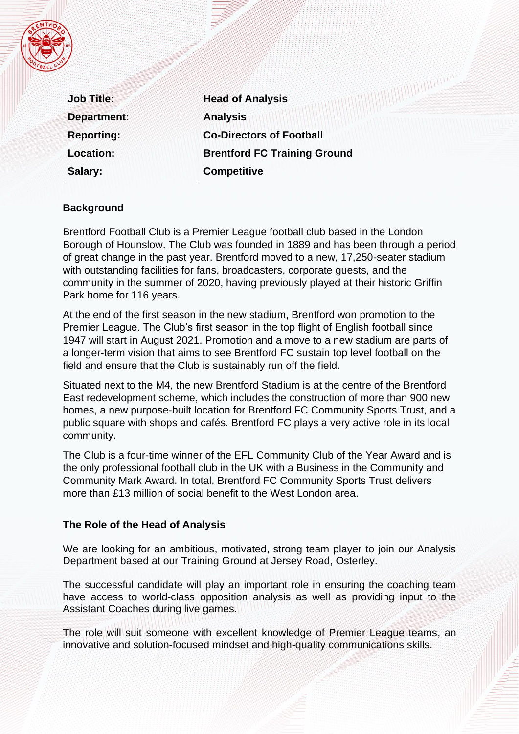| Job Title: | Head of Analysis |
| --- | --- |
| Department: | Analysis |
| Reporting: | Co-Directors of Football |
| Location: | Brentford FC Training Ground |
| Salary: | Competitive |

## Background

Brentford Football Club is a Premier League football club based in the London Borough of Hounslow. The Club was founded in 1889 and has been through a period of great change in the past year. Brentford moved to a new, 17,250-seater stadium with outstanding facilities for fans, broadcasters, corporate guests, and the community in the summer of 2020, having previously played at their historic Griffin Park home for 116 years.

At the end of the first season in the new stadium, Brentford won promotion to the Premier League. The Club's first season in the top flight of English football since 1947 will start in August 2021. Promotion and a move to a new stadium are parts of a longer-term vision that aims to see Brentford FC sustain top level football on the field and ensure that the Club is sustainably run off the field.

Situated next to the M4, the new Brentford Stadium is at the centre of the Brentford East redevelopment scheme, which includes the construction of more than 900 new homes, a new purpose-built location for Brentford FC Community Sports Trust, and a public square with shops and cafés. Brentford FC plays a very active role in its local community.

The Club is a four-time winner of the EFL Community Club of the Year Award and is the only professional football club in the UK with a Business in the Community and Community Mark Award. In total, Brentford FC Community Sports Trust delivers more than £13 million of social benefit to the West London area.

## The Role of the Head of Analysis

We are looking for an ambitious, motivated, strong team player to join our Analysis Department based at our Training Ground at Jersey Road, Osterley.

The successful candidate will play an important role in ensuring the coaching team have access to world-class opposition analysis as well as providing input to the Assistant Coaches during live games.

The role will suit someone with excellent knowledge of Premier League teams, an innovative and solution-focused mindset and high-quality communications skills.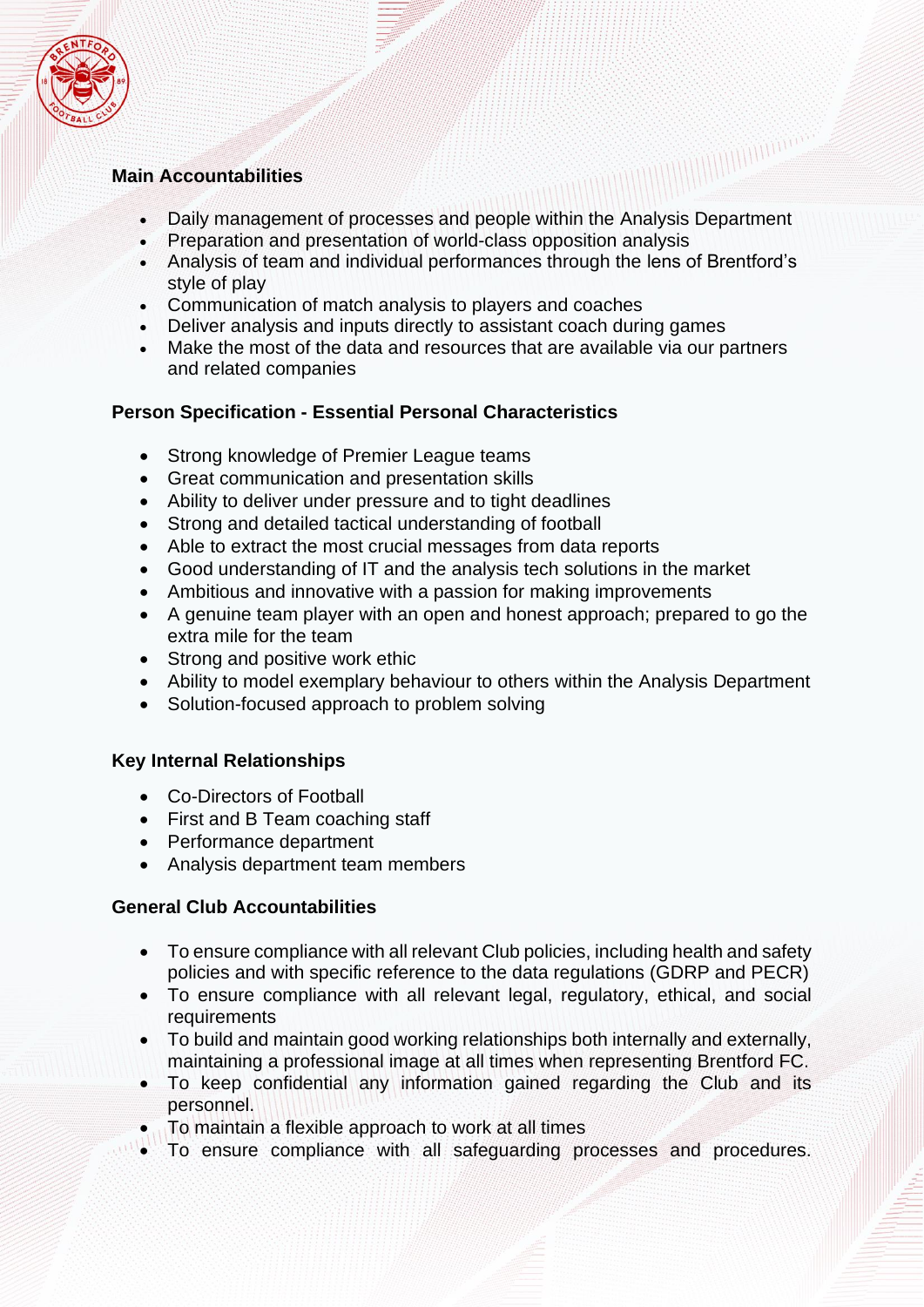## Main Accountabilities

- Daily management of processes and people within the Analysis Department
- Preparation and presentation of world-class opposition analysis
- Analysis of team and individual performances through the lens of Brentford's style of play
- Communication of match analysis to players and coaches
- Deliver analysis and inputs directly to assistant coach during games
- Make the most of the data and resources that are available via our partners and related companies

## Person Specification - Essential Personal Characteristics

- Strong knowledge of Premier League teams
- Great communication and presentation skills
- Ability to deliver under pressure and to tight deadlines
- Strong and detailed tactical understanding of football
- Able to extract the most crucial messages from data reports
- Good understanding of IT and the analysis tech solutions in the market
- Ambitious and innovative with a passion for making improvements
- A genuine team player with an open and honest approach; prepared to go the extra mile for the team
- Strong and positive work ethic
- Ability to model exemplary behaviour to others within the Analysis Department
- Solution-focused approach to problem solving

## Key Internal Relationships

- Co-Directors of Football
- First and B Team coaching staff
- Performance department
- Analysis department team members

## General Club Accountabilities

- To ensure compliance with all relevant Club policies, including health and safety policies and with specific reference to the data regulations (GDRP and PECR)
- To ensure compliance with all relevant legal, regulatory, ethical, and social requirements
- To build and maintain good working relationships both internally and externally, maintaining a professional image at all times when representing Brentford FC.
- To keep confidential any information gained regarding the Club and its personnel.
- To maintain a flexible approach to work at all times
- To ensure compliance with all safeguarding processes and procedures.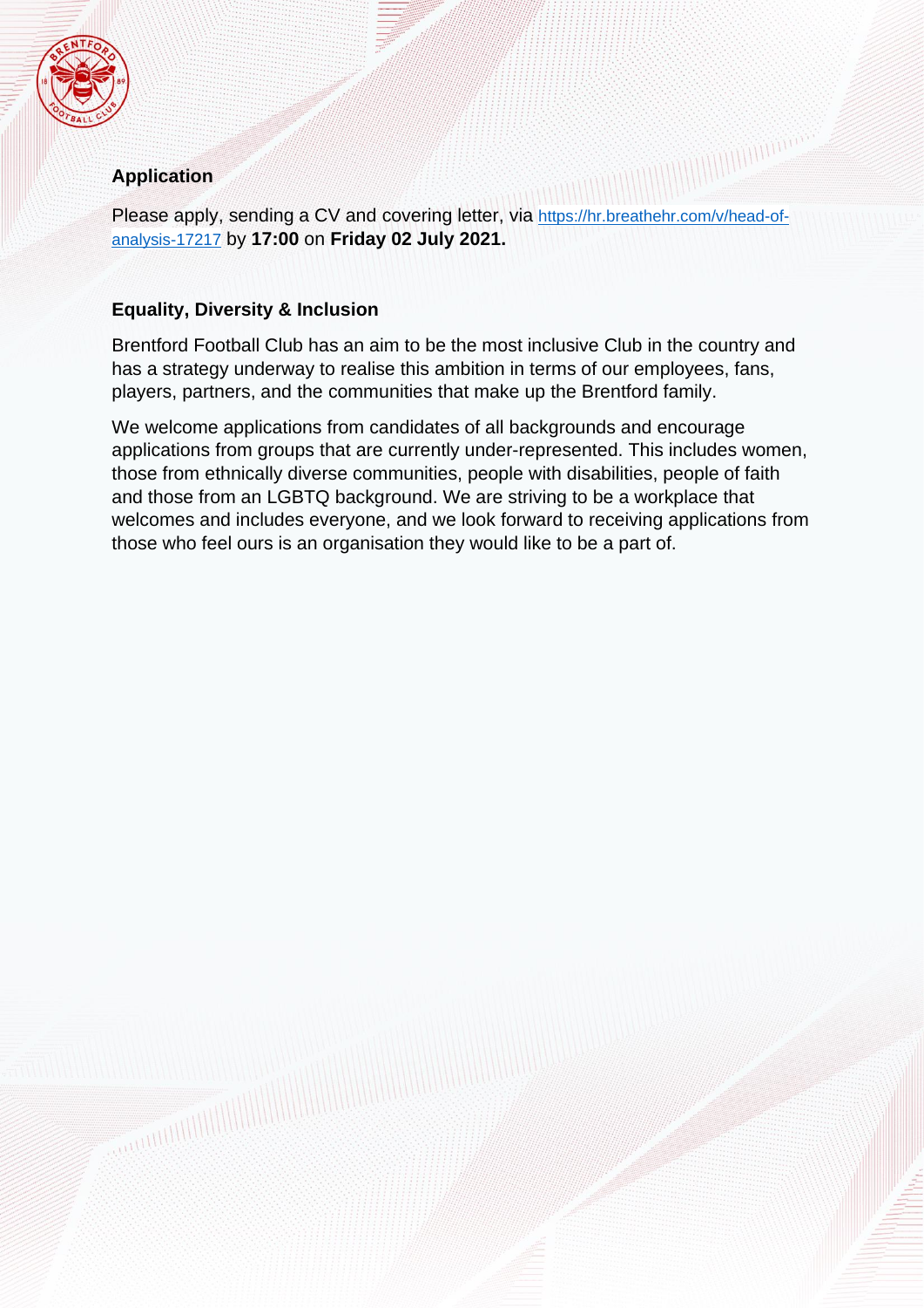## Application

Please apply, sending a CV and covering letter, via https://hr.breathehr.com/v/head-of-analysis-17217 by **17:00** on **Friday 02 July 2021.**

## Equality, Diversity & Inclusion

Brentford Football Club has an aim to be the most inclusive Club in the country and has a strategy underway to realise this ambition in terms of our employees, fans, players, partners, and the communities that make up the Brentford family.

We welcome applications from candidates of all backgrounds and encourage applications from groups that are currently under-represented. This includes women, those from ethnically diverse communities, people with disabilities, people of faith and those from an LGBTQ background. We are striving to be a workplace that welcomes and includes everyone, and we look forward to receiving applications from those who feel ours is an organisation they would like to be a part of.